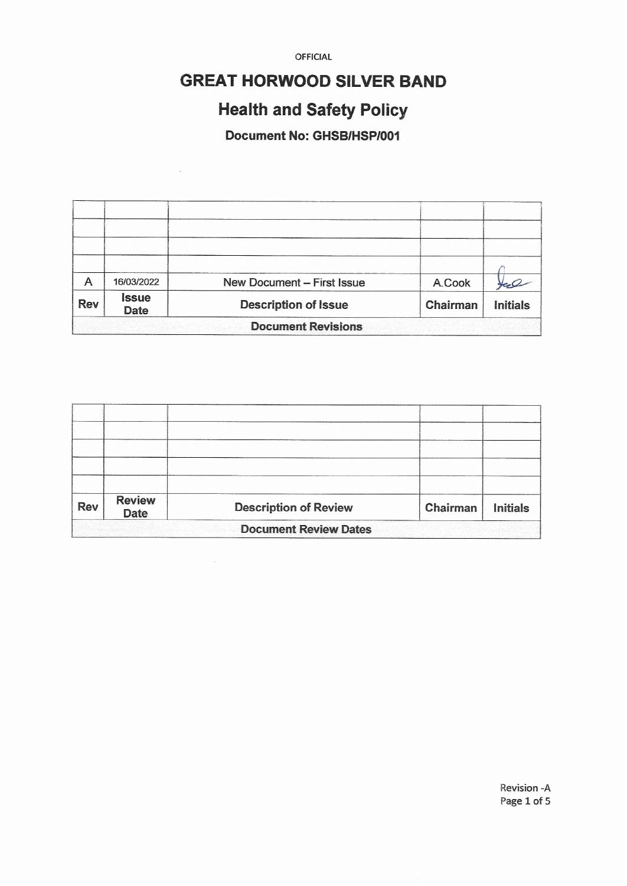OFFICIAL

# GREAT HORWOOD SILVER BAND

## Health and Safety Policy

### Document No: GHSB/HSP/001

| Rev | Issue Date | Description of Issue | Chairman | Initials |
|---|---|---|---|---|
| | | | | |
| | | | | |
| | | | | |
| | | | | |
| A | 16/03/2022 | New Document – First Issue | A.Cook | |
| **Document Revisions** | | | | |

| Rev | Review Date | Description of Review | Chairman | Initials |
|---|---|---|---|---|
| | | | | |
| | | | | |
| | | | | |
| | | | | |
| | | | | |
| **Document Review Dates** | | | | |

Revision -A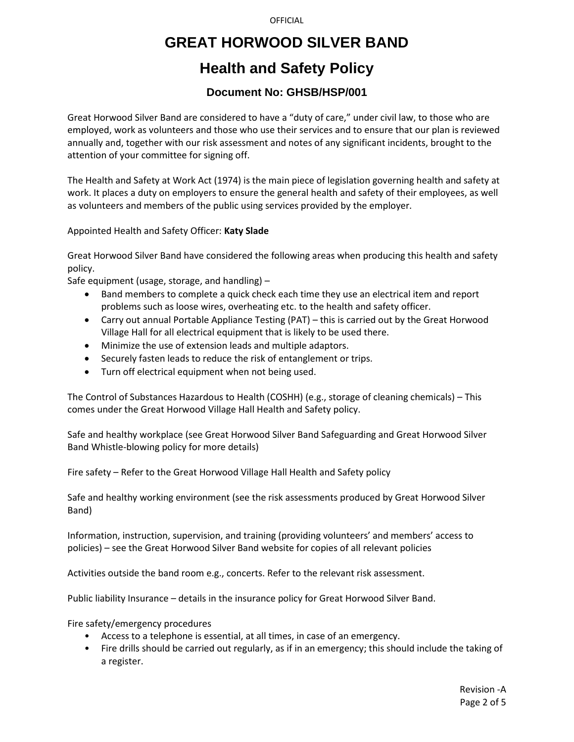# GREAT HORWOOD SILVER BAND

## Health and Safety Policy

### Document No: GHSB/HSP/001

Great Horwood Silver Band are considered to have a "duty of care," under civil law, to those who are employed, work as volunteers and those who use their services and to ensure that our plan is reviewed annually and, together with our risk assessment and notes of any significant incidents, brought to the attention of your committee for signing off.

The Health and Safety at Work Act (1974) is the main piece of legislation governing health and safety at work. It places a duty on employers to ensure the general health and safety of their employees, as well as volunteers and members of the public using services provided by the employer.

Appointed Health and Safety Officer: **Katy Slade**

Great Horwood Silver Band have considered the following areas when producing this health and safety policy.

Safe equipment (usage, storage, and handling) –

- Band members to complete a quick check each time they use an electrical item and report problems such as loose wires, overheating etc. to the health and safety officer.
- Carry out annual Portable Appliance Testing (PAT) – this is carried out by the Great Horwood Village Hall for all electrical equipment that is likely to be used there.
- Minimize the use of extension leads and multiple adaptors.
- Securely fasten leads to reduce the risk of entanglement or trips.
- Turn off electrical equipment when not being used.

The Control of Substances Hazardous to Health (COSHH) (e.g., storage of cleaning chemicals) – This comes under the Great Horwood Village Hall Health and Safety policy.

Safe and healthy workplace (see Great Horwood Silver Band Safeguarding and Great Horwood Silver Band Whistle-blowing policy for more details)

Fire safety – Refer to the Great Horwood Village Hall Health and Safety policy

Safe and healthy working environment (see the risk assessments produced by Great Horwood Silver Band)

Information, instruction, supervision, and training (providing volunteers' and members' access to policies) – see the Great Horwood Silver Band website for copies of all relevant policies

Activities outside the band room e.g., concerts. Refer to the relevant risk assessment.

Public liability Insurance – details in the insurance policy for Great Horwood Silver Band.

Fire safety/emergency procedures

- Access to a telephone is essential, at all times, in case of an emergency.
- Fire drills should be carried out regularly, as if in an emergency; this should include the taking of a register.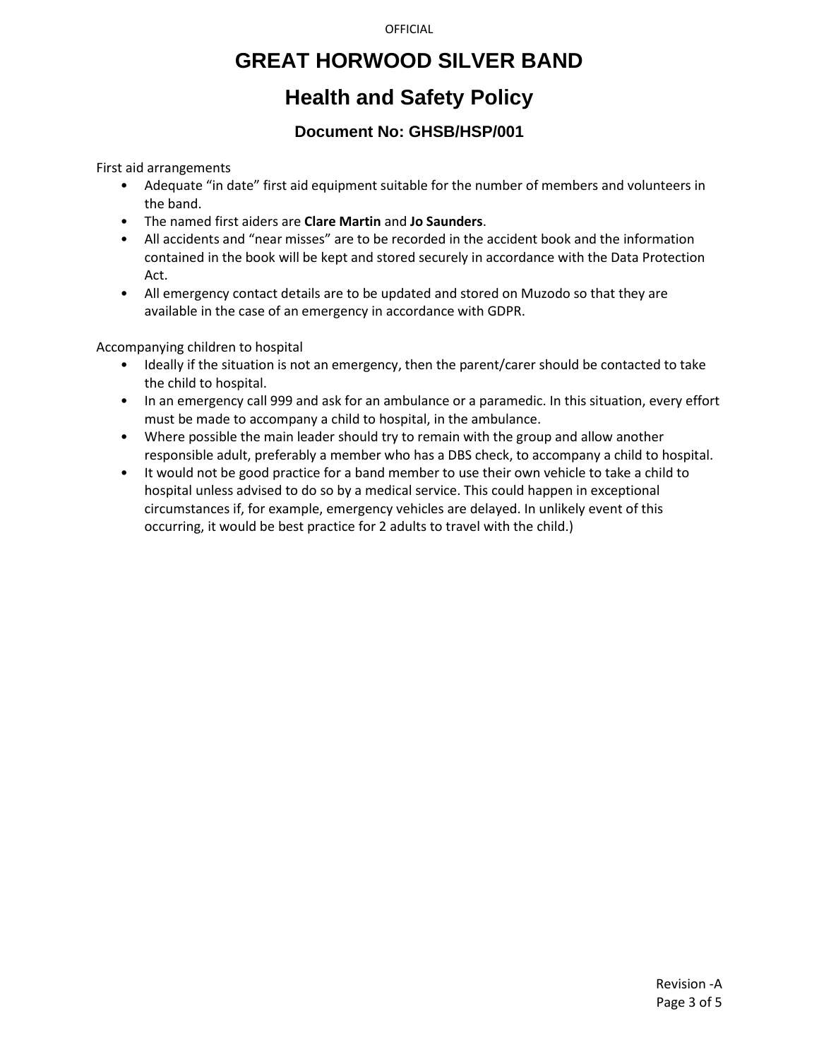First aid arrangements

- Adequate "in date" first aid equipment suitable for the number of members and volunteers in the band.
- The named first aiders are **Clare Martin** and **Jo Saunders**.
- All accidents and "near misses" are to be recorded in the accident book and the information contained in the book will be kept and stored securely in accordance with the Data Protection Act.
- All emergency contact details are to be updated and stored on Muzodo so that they are available in the case of an emergency in accordance with GDPR.

Accompanying children to hospital

- Ideally if the situation is not an emergency, then the parent/carer should be contacted to take the child to hospital.
- In an emergency call 999 and ask for an ambulance or a paramedic. In this situation, every effort must be made to accompany a child to hospital, in the ambulance.
- Where possible the main leader should try to remain with the group and allow another responsible adult, preferably a member who has a DBS check, to accompany a child to hospital.
- It would not be good practice for a band member to use their own vehicle to take a child to hospital unless advised to do so by a medical service. This could happen in exceptional circumstances if, for example, emergency vehicles are delayed. In unlikely event of this occurring, it would be best practice for 2 adults to travel with the child.)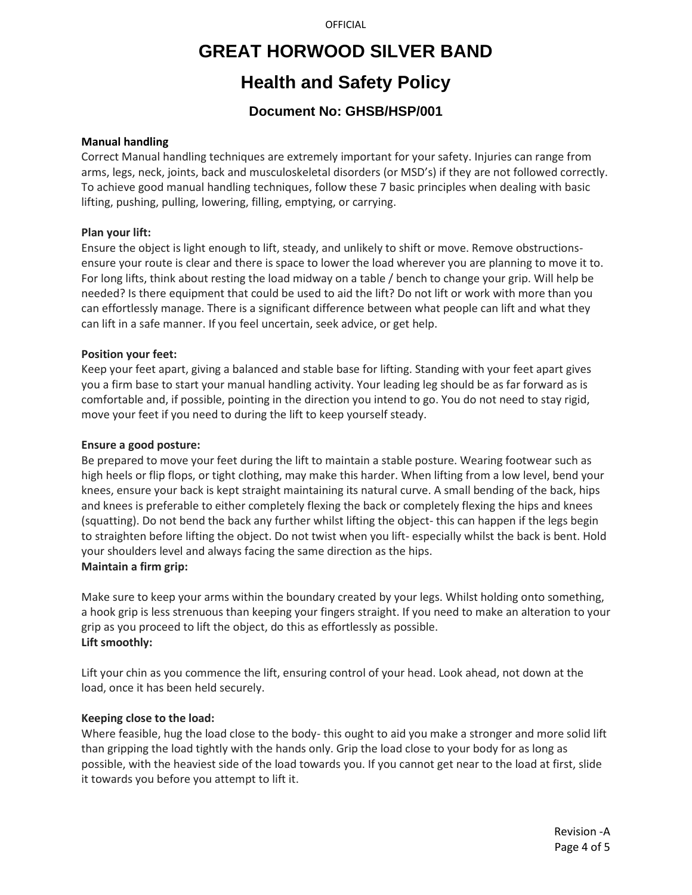**Manual handling**

Correct Manual handling techniques are extremely important for your safety. Injuries can range from arms, legs, neck, joints, back and musculoskeletal disorders (or MSD's) if they are not followed correctly. To achieve good manual handling techniques, follow these 7 basic principles when dealing with basic lifting, pushing, pulling, lowering, filling, emptying, or carrying.

**Plan your lift:**

Ensure the object is light enough to lift, steady, and unlikely to shift or move. Remove obstructions- ensure your route is clear and there is space to lower the load wherever you are planning to move it to. For long lifts, think about resting the load midway on a table / bench to change your grip. Will help be needed? Is there equipment that could be used to aid the lift? Do not lift or work with more than you can effortlessly manage. There is a significant difference between what people can lift and what they can lift in a safe manner. If you feel uncertain, seek advice, or get help.

**Position your feet:**

Keep your feet apart, giving a balanced and stable base for lifting. Standing with your feet apart gives you a firm base to start your manual handling activity. Your leading leg should be as far forward as is comfortable and, if possible, pointing in the direction you intend to go. You do not need to stay rigid, move your feet if you need to during the lift to keep yourself steady.

**Ensure a good posture:**

Be prepared to move your feet during the lift to maintain a stable posture. Wearing footwear such as high heels or flip flops, or tight clothing, may make this harder. When lifting from a low level, bend your knees, ensure your back is kept straight maintaining its natural curve. A small bending of the back, hips and knees is preferable to either completely flexing the back or completely flexing the hips and knees (squatting). Do not bend the back any further whilst lifting the object- this can happen if the legs begin to straighten before lifting the object. Do not twist when you lift- especially whilst the back is bent. Hold your shoulders level and always facing the same direction as the hips.

**Maintain a firm grip:**

Make sure to keep your arms within the boundary created by your legs. Whilst holding onto something, a hook grip is less strenuous than keeping your fingers straight. If you need to make an alteration to your grip as you proceed to lift the object, do this as effortlessly as possible.

**Lift smoothly:**

Lift your chin as you commence the lift, ensuring control of your head. Look ahead, not down at the load, once it has been held securely.

**Keeping close to the load:**

Where feasible, hug the load close to the body- this ought to aid you make a stronger and more solid lift than gripping the load tightly with the hands only. Grip the load close to your body for as long as possible, with the heaviest side of the load towards you. If you cannot get near to the load at first, slide it towards you before you attempt to lift it.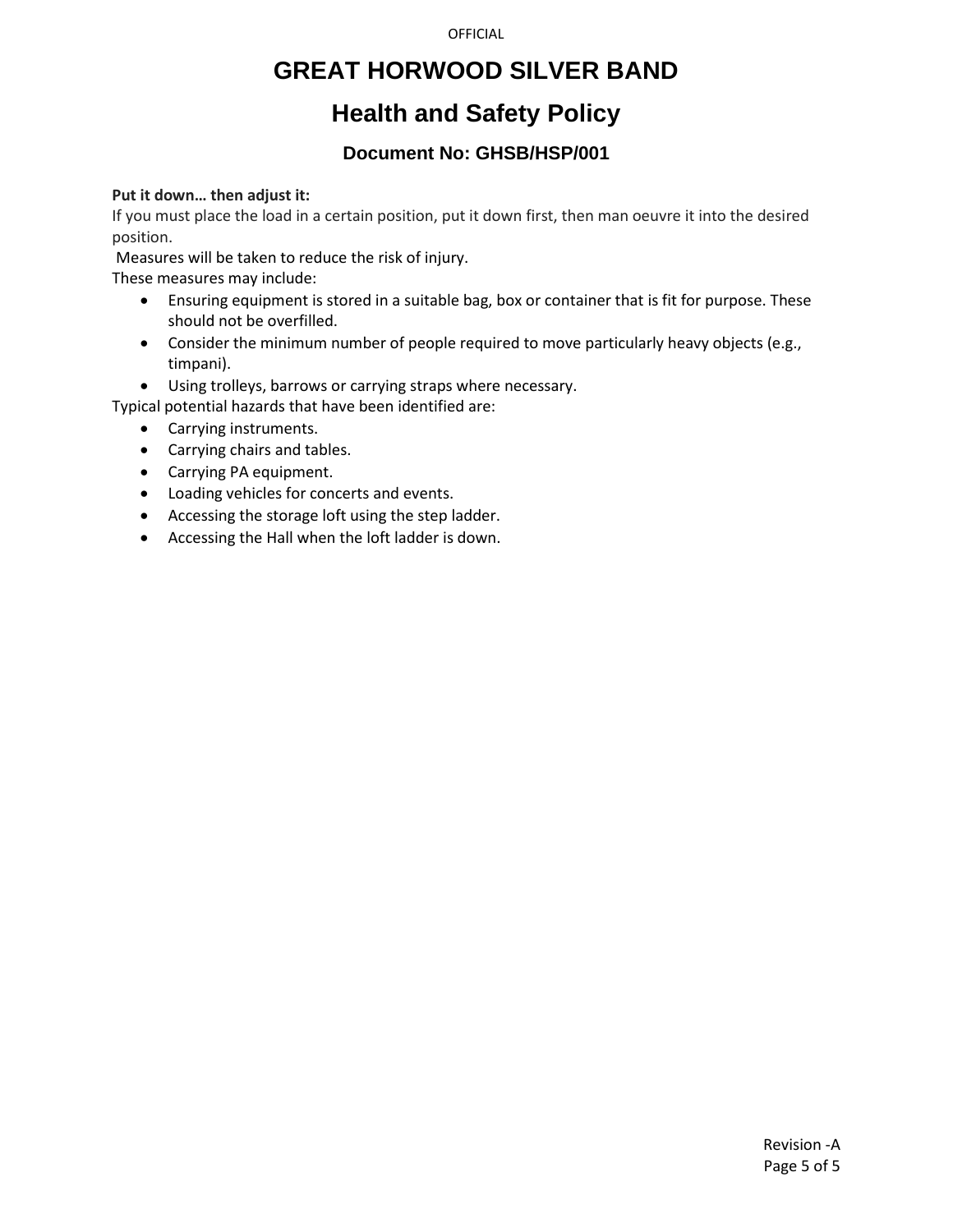# GREAT HORWOOD SILVER BAND

## Health and Safety Policy

### Document No: GHSB/HSP/001

**Put it down… then adjust it:**
If you must place the load in a certain position, put it down first, then man oeuvre it into the desired position.
Measures will be taken to reduce the risk of injury.
These measures may include:

- Ensuring equipment is stored in a suitable bag, box or container that is fit for purpose. These should not be overfilled.
- Consider the minimum number of people required to move particularly heavy objects (e.g., timpani).
- Using trolleys, barrows or carrying straps where necessary.

Typical potential hazards that have been identified are:

- Carrying instruments.
- Carrying chairs and tables.
- Carrying PA equipment.
- Loading vehicles for concerts and events.
- Accessing the storage loft using the step ladder.
- Accessing the Hall when the loft ladder is down.